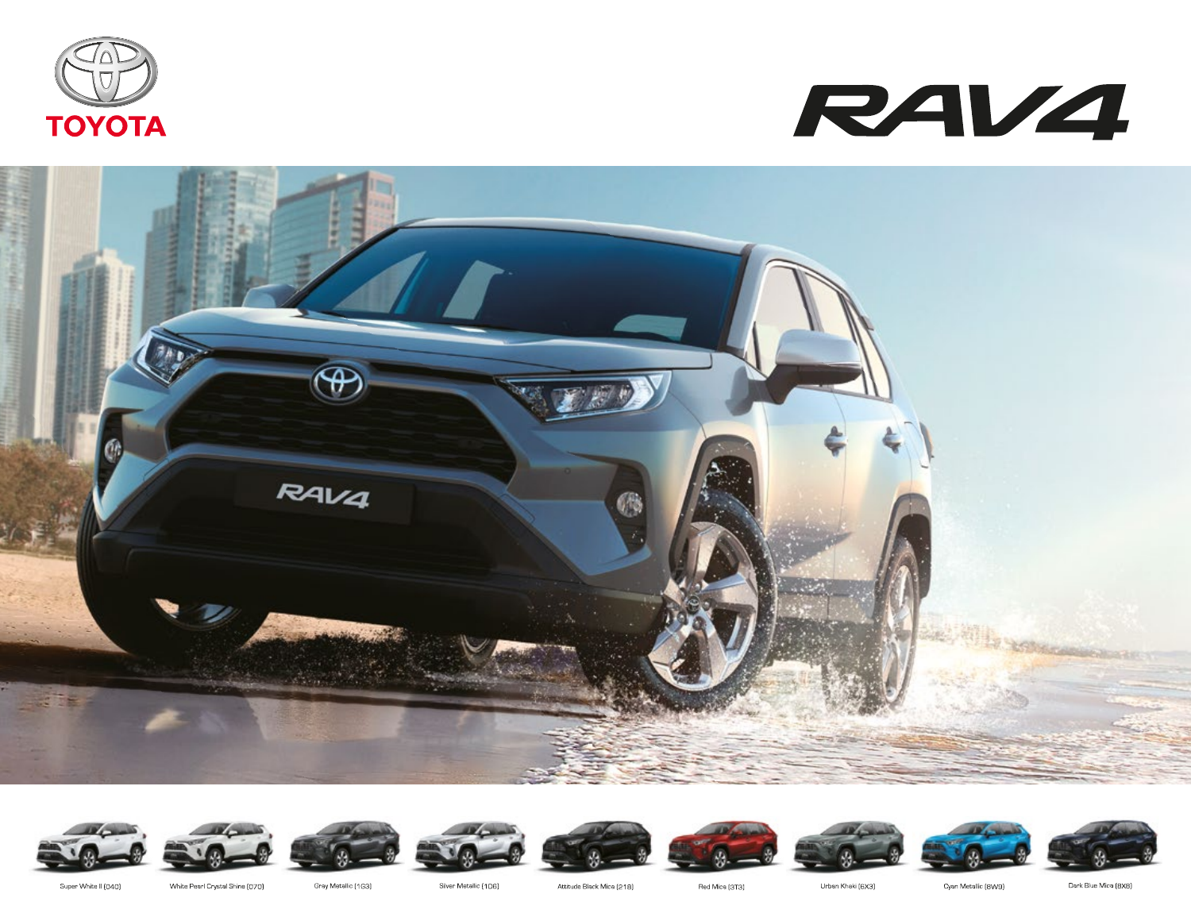TOYOTA

# RAV4

RAV4

Super White II (040)

White Pearl Crystal Shine (070)

Gray Metallic (1G3)

Silver Metallic (1D6)

Attitude Black Mica (218)

Red Mica (3T3)

Urban Khaki (6X3)

Cyan Metallic (8W9)

Dark Blue Mica (8X8)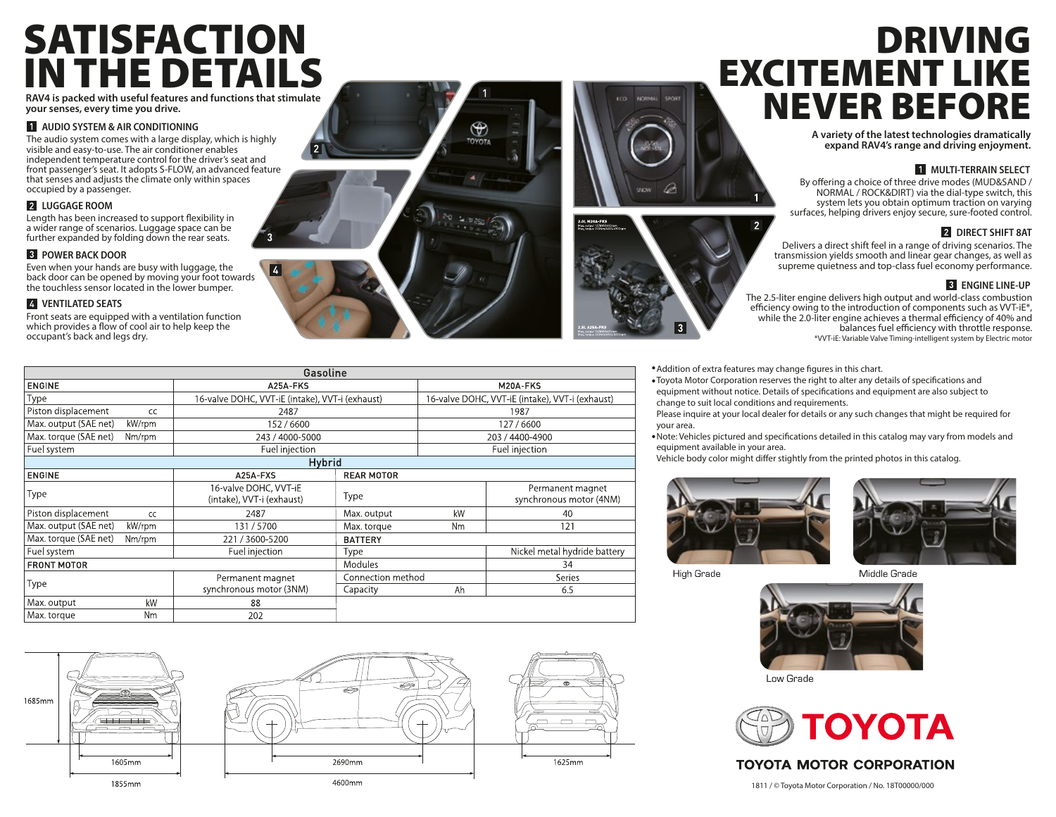# SATISFACTION IN THE DETAILS

**RAV4 is packed with useful features and functions that stimulate your senses, every time you drive.**

### 1 AUDIO SYSTEM & AIR CONDITIONING

The audio system comes with a large display, which is highly visible and easy-to-use. The air conditioner enables independent temperature control for the driver's seat and front passenger's seat. It adopts S-FLOW, an advanced feature that senses and adjusts the climate only within spaces occupied by a passenger.

### 2 LUGGAGE ROOM

Length has been increased to support flexibility in a wider range of scenarios. Luggage space can be further expanded by folding down the rear seats.

### 3 POWER BACK DOOR

Even when your hands are busy with luggage, the back door can be opened by moving your foot towards the touchless sensor located in the lower bumper.

### 4 VENTILATED SEATS

Front seats are equipped with a ventilation function which provides a flow of cool air to help keep the occupant's back and legs dry.

# DRIVING EXCITEMENT LIKE NEVER BEFORE

**A variety of the latest technologies dramatically expand RAV4's range and driving enjoyment.**

### 1 MULTI-TERRAIN SELECT

By offering a choice of three drive modes (MUD&SAND / NORMAL / ROCK&DIRT) via the dial-type switch, this system lets you obtain optimum traction on varying surfaces, helping drivers enjoy secure, sure-footed control.

### 2 DIRECT SHIFT 8AT

Delivers a direct shift feel in a range of driving scenarios. The transmission yields smooth and linear gear changes, as well as supreme quietness and top-class fuel economy performance.

### 3 ENGINE LINE-UP

The 2.5-liter engine delivers high output and world-class combustion efficiency owing to the introduction of components such as VVT-iE*, while the 2.0-liter engine achieves a thermal efficiency of 40% and balances fuel efficiency with throttle response.

*VVT-iE: Variable Valve Timing-intelligent system by Electric motor

| Gasoline | | | |
|---|---|---|---|
| **ENGINE** | | A25A-FKS | M20A-FKS |
| Type | | 16-valve DOHC, VVT-iE (intake), VVT-i (exhaust) | 16-valve DOHC, VVT-iE (intake), VVT-i (exhaust) |
| Piston displacement | cc | 2487 | 1987 |
| Max. output (SAE net) | kW/rpm | 152 / 6600 | 127 / 6600 |
| Max. torque (SAE net) | Nm/rpm | 243 / 4000-5000 | 203 / 4400-4900 |
| Fuel system | | Fuel injection | Fuel injection |

| Hybrid | | | | | |
|---|---|---|---|---|---|
| **ENGINE** | | A25A-FXS | **REAR MOTOR** | | |
| Type | | 16-valve DOHC, VVT-iE (intake), VVT-i (exhaust) | Type | | Permanent magnet synchronous motor (4NM) |
| Piston displacement | cc | 2487 | Max. output | kW | 40 |
| Max. output (SAE net) | kW/rpm | 131 / 5700 | Max. torque | Nm | 121 |
| Max. torque (SAE net) | Nm/rpm | 221 / 3600-5200 | **BATTERY** | | |
| Fuel system | | Fuel injection | Type | | Nickel metal hydride battery |
| **FRONT MOTOR** | | | Modules | | 34 |
| Type | | Permanent magnet synchronous motor (3NM) | Connection method | | Series |
| | | | Capacity | Ah | 6.5 |
| Max. output | kW | 88 | | | |
| Max. torque | Nm | 202 | | | |

- Addition of extra features may change figures in this chart.
- Toyota Motor Corporation reserves the right to alter any details of specifications and equipment without notice. Details of specifications and equipment are also subject to change to suit local conditions and requirements.
  Please inquire at your local dealer for details or any such changes that might be required for your area.
- Note: Vehicles pictured and specifications detailed in this catalog may vary from models and equipment available in your area.
  Vehicle body color might differ slightly from the printed photos in this catalog.

High Grade

Middle Grade

Low Grade

1685mm

1605mm

1855mm

2690mm

4600mm

1625mm

TOYOTA

TOYOTA MOTOR CORPORATION

1811 / © Toyota Motor Corporation / No. 18T00000/000